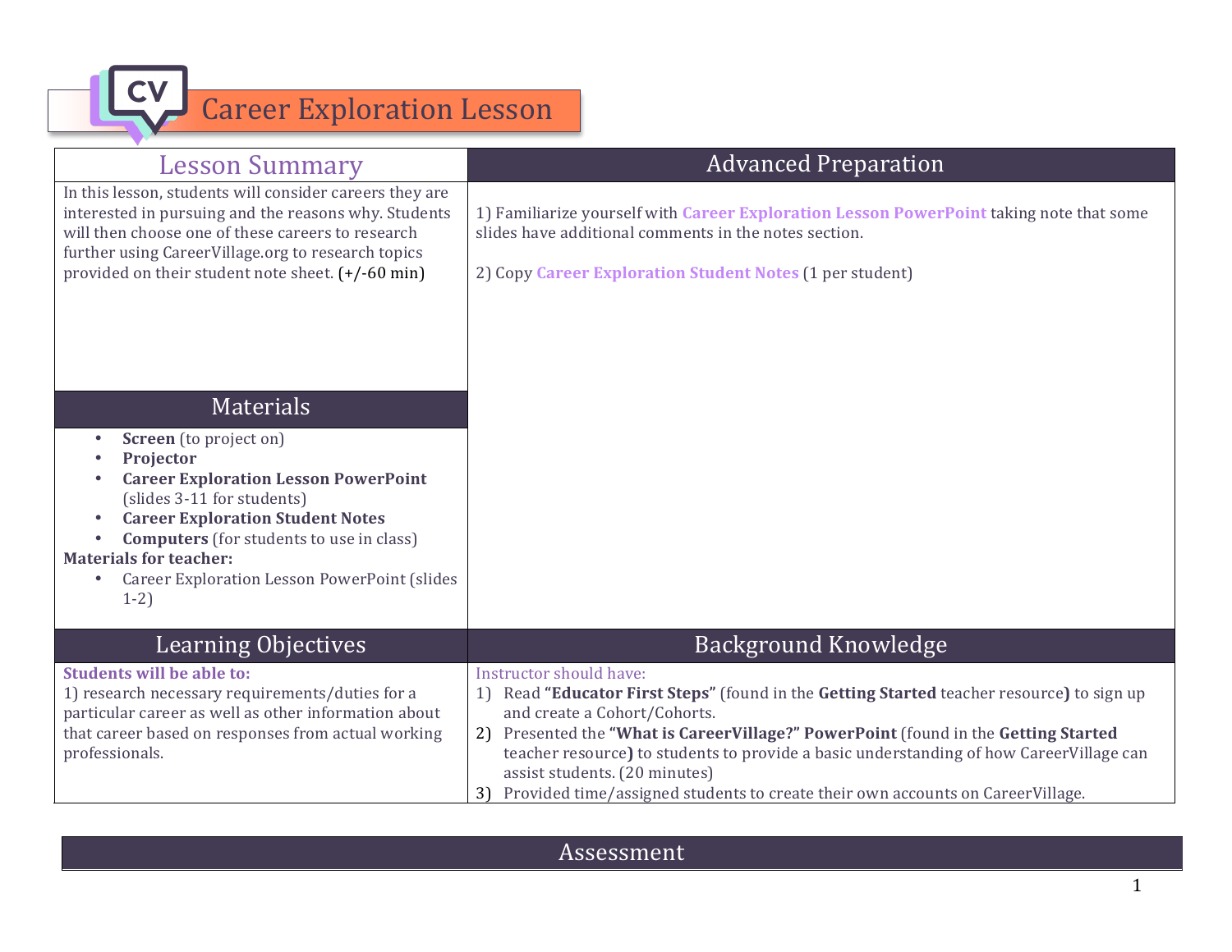# Career Exploration Lesson

## Lesson Summary

In this lesson, students will consider careers they are interested in pursuing and the reasons why. Students will then choose one of these careers to research further using CareerVillage.org to research topics provided on their student note sheet. (+/-60 min)

## Advanced Preparation

1) Familiarize yourself with **Career Exploration Lesson PowerPoint** taking note that some slides have additional comments in the notes section.

2) Copy **Career Exploration Student Notes** (1 per student)

## Materials

- **Screen** (to project on)
- **Projector**
- **Career Exploration Lesson PowerPoint** (slides 3-11 for students)
- **Career Exploration Student Notes**
- **Computers** (for students to use in class)

**Materials for teacher:**

- Career Exploration Lesson PowerPoint (slides 1-2)

## Learning Objectives

**Students will be able to:**

1) research necessary requirements/duties for a particular career as well as other information about that career based on responses from actual working professionals.

## Background Knowledge

Instructor should have:

1) Read **"Educator First Steps"** (found in the **Getting Started** teacher resource**)** to sign up and create a Cohort/Cohorts.
2) Presented the **"What is CareerVillage?" PowerPoint** (found in the **Getting Started** teacher resource**)** to students to provide a basic understanding of how CareerVillage can assist students. (20 minutes)
3) Provided time/assigned students to create their own accounts on CareerVillage.

## Assessment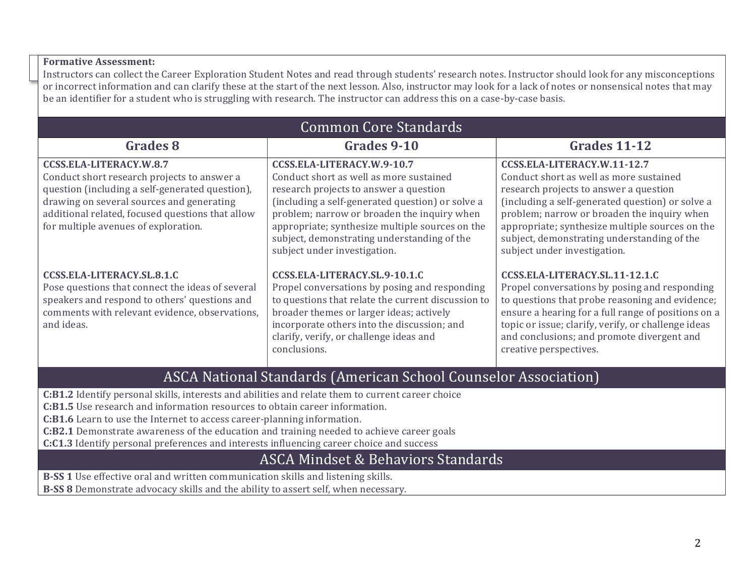**Formative Assessment:**
Instructors can collect the Career Exploration Student Notes and read through students' research notes. Instructor should look for any misconceptions or incorrect information and can clarify these at the start of the next lesson. Also, instructor may look for a lack of notes or nonsensical notes that may be an identifier for a student who is struggling with research. The instructor can address this on a case-by-case basis.

## Common Core Standards

| Grades 8 | Grades 9-10 | Grades 11-12 |
|---|---|---|
| **CCSS.ELA-LITERACY.W.8.7**<br>Conduct short research projects to answer a question (including a self-generated question), drawing on several sources and generating additional related, focused questions that allow for multiple avenues of exploration. | **CCSS.ELA-LITERACY.W.9-10.7**<br>Conduct short as well as more sustained research projects to answer a question (including a self-generated question) or solve a problem; narrow or broaden the inquiry when appropriate; synthesize multiple sources on the subject, demonstrating understanding of the subject under investigation. | **CCSS.ELA-LITERACY.W.11-12.7**<br>Conduct short as well as more sustained research projects to answer a question (including a self-generated question) or solve a problem; narrow or broaden the inquiry when appropriate; synthesize multiple sources on the subject, demonstrating understanding of the subject under investigation. |
| **CCSS.ELA-LITERACY.SL.8.1.C**<br>Pose questions that connect the ideas of several speakers and respond to others' questions and comments with relevant evidence, observations, and ideas. | **CCSS.ELA-LITERACY.SL.9-10.1.C**<br>Propel conversations by posing and responding to questions that relate the current discussion to broader themes or larger ideas; actively incorporate others into the discussion; and clarify, verify, or challenge ideas and conclusions. | **CCSS.ELA-LITERACY.SL.11-12.1.C**<br>Propel conversations by posing and responding to questions that probe reasoning and evidence; ensure a hearing for a full range of positions on a topic or issue; clarify, verify, or challenge ideas and conclusions; and promote divergent and creative perspectives. |

## ASCA National Standards (American School Counselor Association)

**C:B1.2** Identify personal skills, interests and abilities and relate them to current career choice
**C:B1.5** Use research and information resources to obtain career information.
**C:B1.6** Learn to use the Internet to access career-planning information.
**C:B2.1** Demonstrate awareness of the education and training needed to achieve career goals
**C:C1.3** Identify personal preferences and interests influencing career choice and success

## ASCA Mindset & Behaviors Standards

**B-SS 1** Use effective oral and written communication skills and listening skills.
**B-SS 8** Demonstrate advocacy skills and the ability to assert self, when necessary.